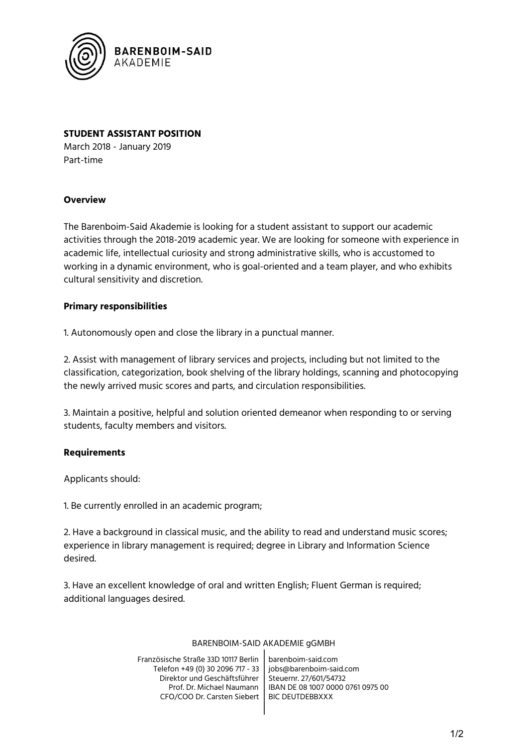BARENBOIM-SAID AKADEMIE

**STUDENT ASSISTANT POSITION**

March 2018 - January 2019
Part-time

**Overview**

The Barenboim-Said Akademie is looking for a student assistant to support our academic activities through the 2018-2019 academic year. We are looking for someone with experience in academic life, intellectual curiosity and strong administrative skills, who is accustomed to working in a dynamic environment, who is goal-oriented and a team player, and who exhibits cultural sensitivity and discretion.

**Primary responsibilities**

1. Autonomously open and close the library in a punctual manner.

2. Assist with management of library services and projects, including but not limited to the classification, categorization, book shelving of the library holdings, scanning and photocopying the newly arrived music scores and parts, and circulation responsibilities.

3. Maintain a positive, helpful and solution oriented demeanor when responding to or serving students, faculty members and visitors.

**Requirements**

Applicants should:

1. Be currently enrolled in an academic program;

2. Have a background in classical music, and the ability to read and understand music scores; experience in library management is required; degree in Library and Information Science desired.

3. Have an excellent knowledge of oral and written English; Fluent German is required; additional languages desired.

BARENBOIM-SAID AKADEMIE gGMBH

Französische Straße 33D 10117 Berlin
Telefon +49 (0) 30 2096 717 - 33
Direktor und Geschäftsführer
Prof. Dr. Michael Naumann
CFO/COO Dr. Carsten Siebert

barenboim-said.com
jobs@barenboim-said.com
Steuernr. 27/601/54732
IBAN DE 08 1007 0000 0761 0975 00
BIC DEUTDEBBXXX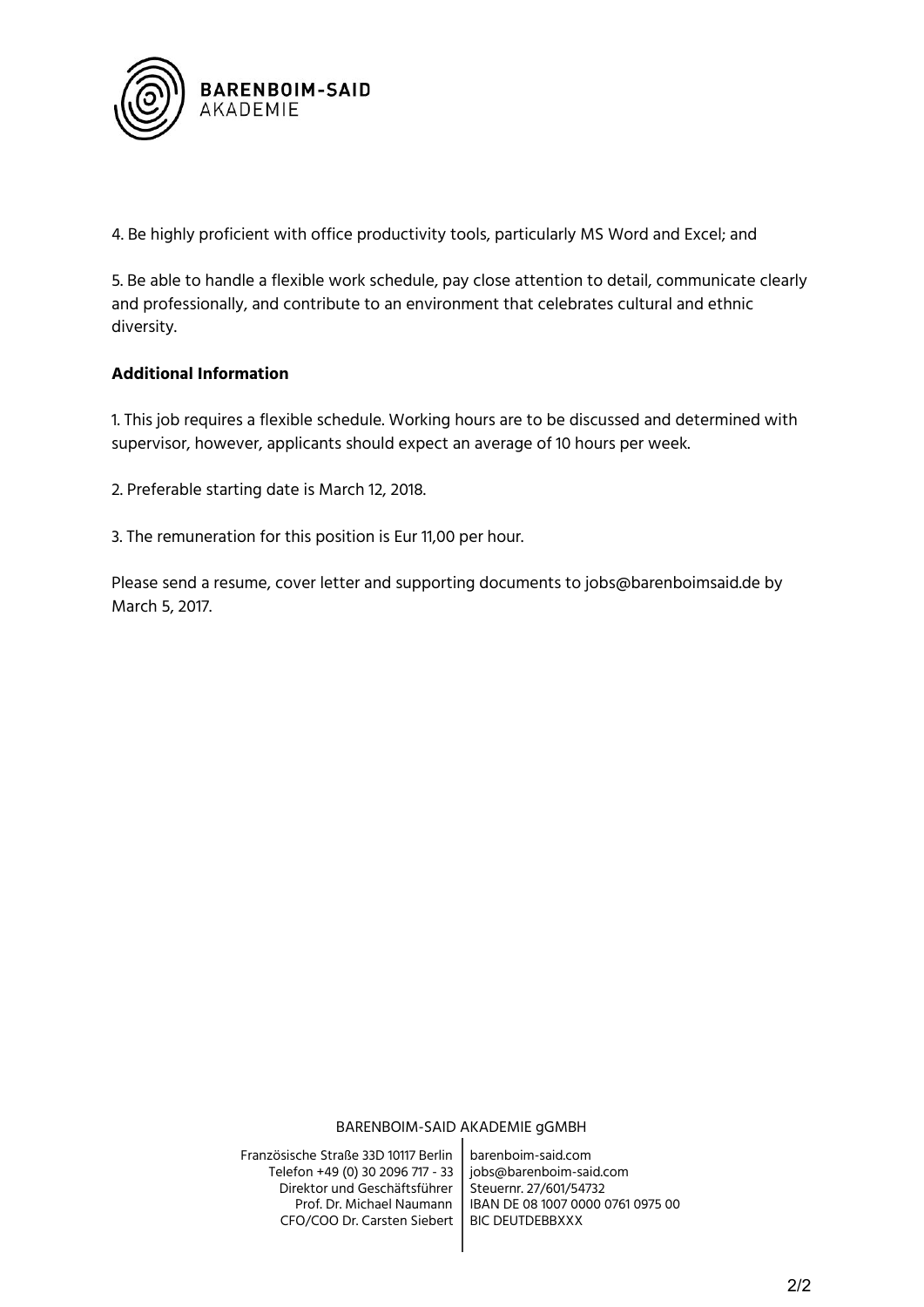4. Be highly proficient with office productivity tools, particularly MS Word and Excel; and

5. Be able to handle a flexible work schedule, pay close attention to detail, communicate clearly and professionally, and contribute to an environment that celebrates cultural and ethnic diversity.

**Additional Information**

1. This job requires a flexible schedule. Working hours are to be discussed and determined with supervisor, however, applicants should expect an average of 10 hours per week.

2. Preferable starting date is March 12, 2018.

3. The remuneration for this position is Eur 11,00 per hour.

Please send a resume, cover letter and supporting documents to jobs@barenboimsaid.de by March 5, 2017.